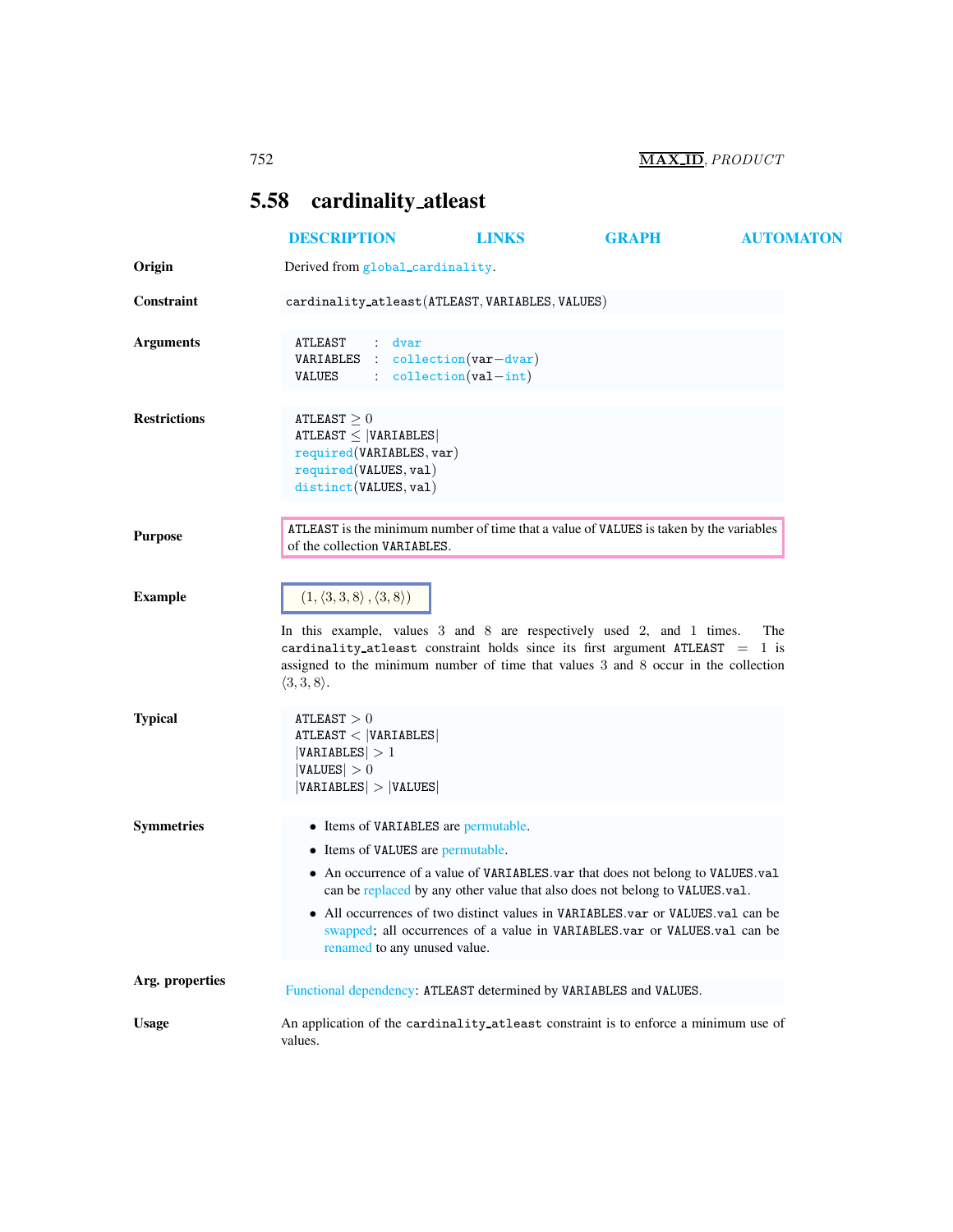## 5.58 cardinality_atleast

DESCRIPTION LINKS GRAPH AUTOMATON

**Origin**

Derived from global_cardinality.

**Constraint**

cardinality_atleast(ATLEAST, VARIABLES, VALUES)

**Arguments**

```
ATLEAST   : dvar
VARIABLES : collection(var-dvar)
VALUES    : collection(val-int)
```

**Restrictions**

ATLEAST $\geq 0$
ATLEAST $\leq$ |VARIABLES|
required(VARIABLES, var)
required(VALUES, val)
distinct(VALUES, val)

**Purpose**

ATLEAST is the minimum number of time that a value of VALUES is taken by the variables of the collection VARIABLES.

**Example**

$(1, \langle 3, 3, 8\rangle, \langle 3, 8\rangle)$

In this example, values 3 and 8 are respectively used 2, and 1 times. The cardinality_atleast constraint holds since its first argument ATLEAST $=$ 1 is assigned to the minimum number of time that values 3 and 8 occur in the collection $\langle 3, 3, 8\rangle$.

**Typical**

ATLEAST $> 0$
ATLEAST $<$ |VARIABLES|
|VARIABLES| $> 1$
|VALUES| $> 0$
|VARIABLES| $>$ |VALUES|

**Symmetries**

- Items of VARIABLES are permutable.
- Items of VALUES are permutable.
- An occurrence of a value of VARIABLES.var that does not belong to VALUES.val can be replaced by any other value that also does not belong to VALUES.val.
- All occurrences of two distinct values in VARIABLES.var or VALUES.val can be swapped; all occurrences of a value in VARIABLES.var or VALUES.val can be renamed to any unused value.

**Arg. properties**

Functional dependency: ATLEAST determined by VARIABLES and VALUES.

**Usage**

An application of the cardinality_atleast constraint is to enforce a minimum use of values.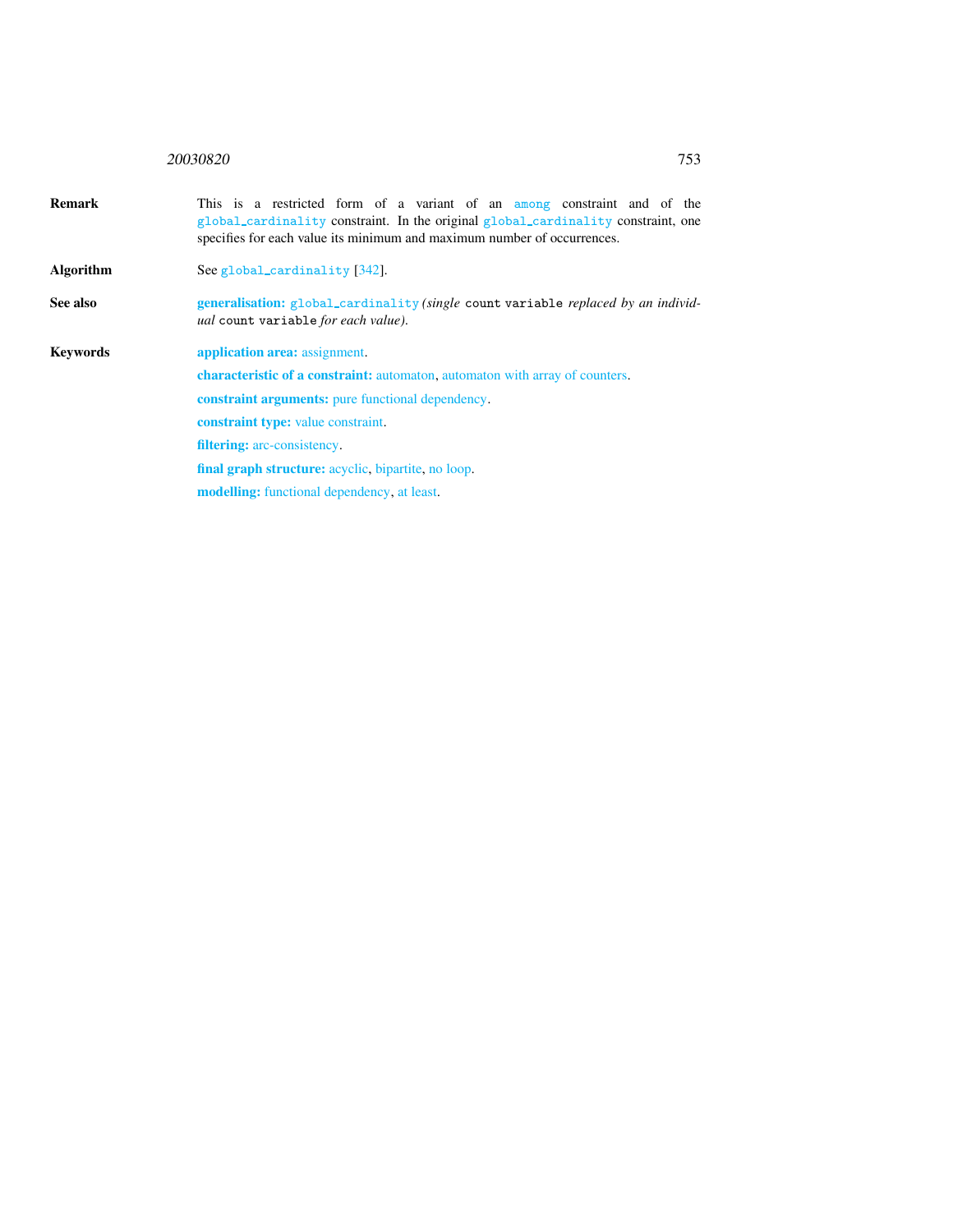**Remark** This is a restricted form of a variant of an among constraint and of the global_cardinality constraint. In the original global_cardinality constraint, one specifies for each value its minimum and maximum number of occurrences.

**Algorithm** See global_cardinality [342].

**See also** **generalisation:** global_cardinality *(single* count variable *replaced by an individual* count variable *for each value).*

**Keywords**

**application area:** assignment.

**characteristic of a constraint:** automaton, automaton with array of counters.

**constraint arguments:** pure functional dependency.

**constraint type:** value constraint.

**filtering:** arc-consistency.

**final graph structure:** acyclic, bipartite, no loop.

**modelling:** functional dependency, at least.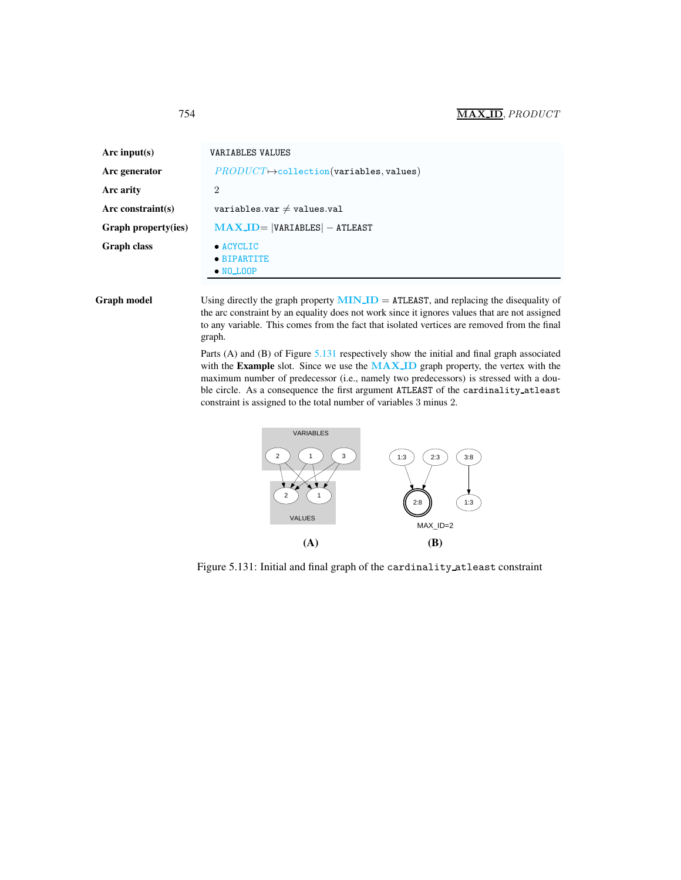| | |
|---|---|
| **Arc input(s)** | VARIABLES VALUES |
| **Arc generator** | *PRODUCT* ↦ collection(variables, values) |
| **Arc arity** | 2 |
| **Arc constraint(s)** | variables.var ≠ values.val |
| **Graph property(ies)** | **MAX_ID**= \|VARIABLES\| − ATLEAST |
| **Graph class** | • ACYCLIC<br>• BIPARTITE<br>• NO_LOOP |

**Graph model**

Using directly the graph property MIN_ID = ATLEAST, and replacing the disequality of the arc constraint by an equality does not work since it ignores values that are not assigned to any variable. This comes from the fact that isolated vertices are removed from the final graph.

Parts (A) and (B) of Figure 5.131 respectively show the initial and final graph associated with the **Example** slot. Since we use the MAX_ID graph property, the vertex with the maximum number of predecessor (i.e., namely two predecessors) is stressed with a double circle. As a consequence the first argument ATLEAST of the cardinality_atleast constraint is assigned to the total number of variables 3 minus 2.

Figure 5.131: Initial and final graph of the cardinality_atleast constraint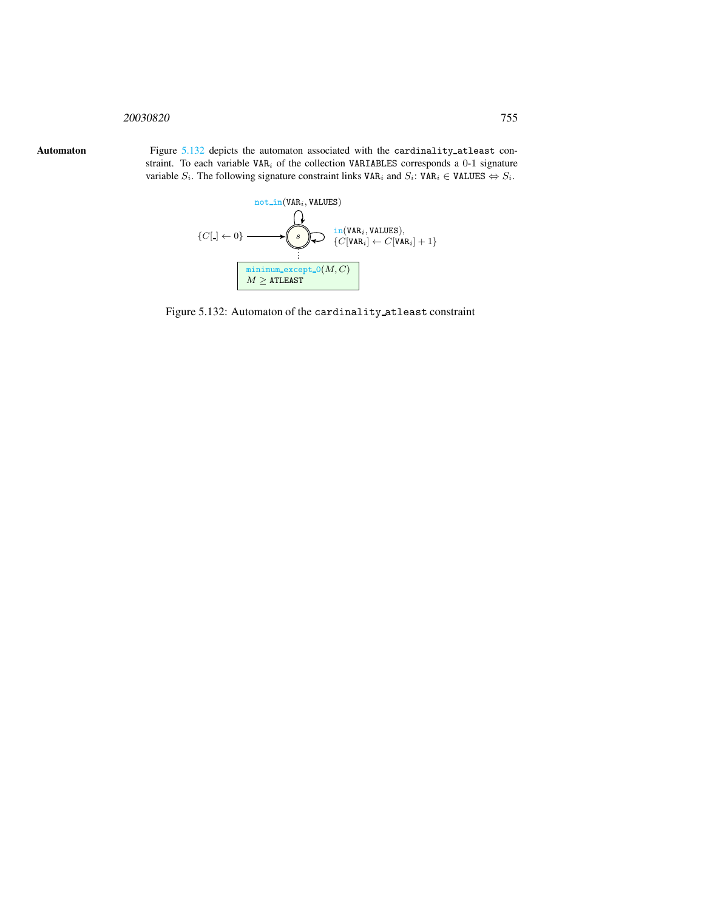**Automaton** Figure 5.132 depicts the automaton associated with the cardinality_atleast constraint. To each variable $\texttt{VAR}_i$ of the collection VARIABLES corresponds a 0-1 signature variable $S_i$. The following signature constraint links $\texttt{VAR}_i$ and $S_i$: $\texttt{VAR}_i \in \texttt{VALUES} \Leftrightarrow S_i$.

not_in($\texttt{VAR}_i$, VALUES)

$\{C[\_] \leftarrow 0\}$

$s$

in($\texttt{VAR}_i$, VALUES),
$\{C[\texttt{VAR}_i] \leftarrow C[\texttt{VAR}_i] + 1\}$

minimum_except_0($M, C$)
$M \geq \texttt{ATLEAST}$

Figure 5.132: Automaton of the cardinality_atleast constraint